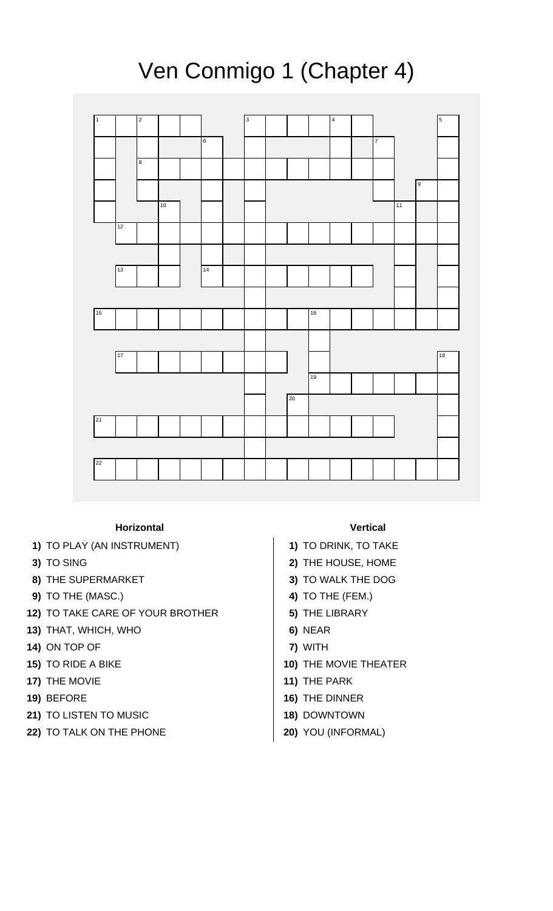# Ven Conmigo 1 (Chapter 4)

### Horizontal

**1)** TO PLAY (AN INSTRUMENT)
**3)** TO SING
**8)** THE SUPERMARKET
**9)** TO THE (MASC.)
**12)** TO TAKE CARE OF YOUR BROTHER
**13)** THAT, WHICH, WHO
**14)** ON TOP OF
**15)** TO RIDE A BIKE
**17)** THE MOVIE
**19)** BEFORE
**21)** TO LISTEN TO MUSIC
**22)** TO TALK ON THE PHONE

### Vertical

**1)** TO DRINK, TO TAKE
**2)** THE HOUSE, HOME
**3)** TO WALK THE DOG
**4)** TO THE (FEM.)
**5)** THE LIBRARY
**6)** NEAR
**7)** WITH
**10)** THE MOVIE THEATER
**11)** THE PARK
**16)** THE DINNER
**18)** DOWNTOWN
**20)** YOU (INFORMAL)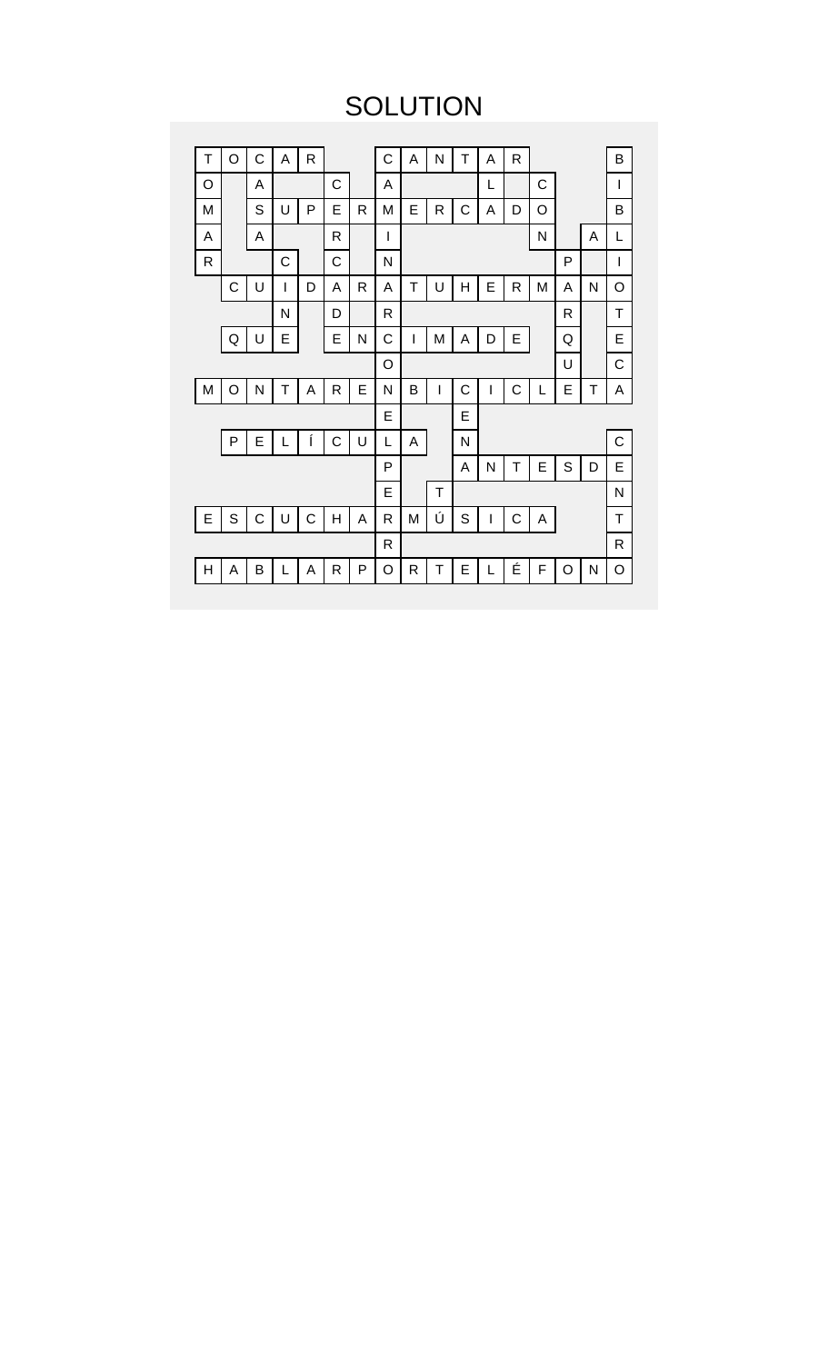# SOLUTION

| | | | | | | | | | | | | | | | | |
|---|---|---|---|---|---|---|---|---|---|---|---|---|---|---|---|---|
| T | O | C | A | R | | | C | A | N | T | A | R | | | | B |
| O | | A | | | C | | A | | | | L | | C | | | I |
| M | | S | U | P | E | R | M | E | R | C | A | D | O | | | B |
| A | | A | | | R | | I | | | | | | N | | A | L |
| R | | | C | | C | | N | | | | | | | P | | I |
| | C | U | I | D | A | R | A | T | U | H | E | R | M | A | N | O |
| | | | N | | D | | R | | | | | | | R | | T |
| | Q | U | E | | E | N | C | I | M | A | D | E | | Q | | E |
| | | | | | | | O | | | | | | | U | | C |
| M | O | N | T | A | R | E | N | B | I | C | I | C | L | E | T | A |
| | | | | | | | E | | | E | | | | | | |
| | P | E | L | Í | C | U | L | A | | N | | | | | | C |
| | | | | | | | P | | | A | N | T | E | S | D | E |
| | | | | | | | E | | T | | | | | | | N |
| E | S | C | U | C | H | A | R | M | Ú | S | I | C | A | | | T |
| | | | | | | | R | | | | | | | | | R |
| H | A | B | L | A | R | P | O | R | T | E | L | É | F | O | N | O |